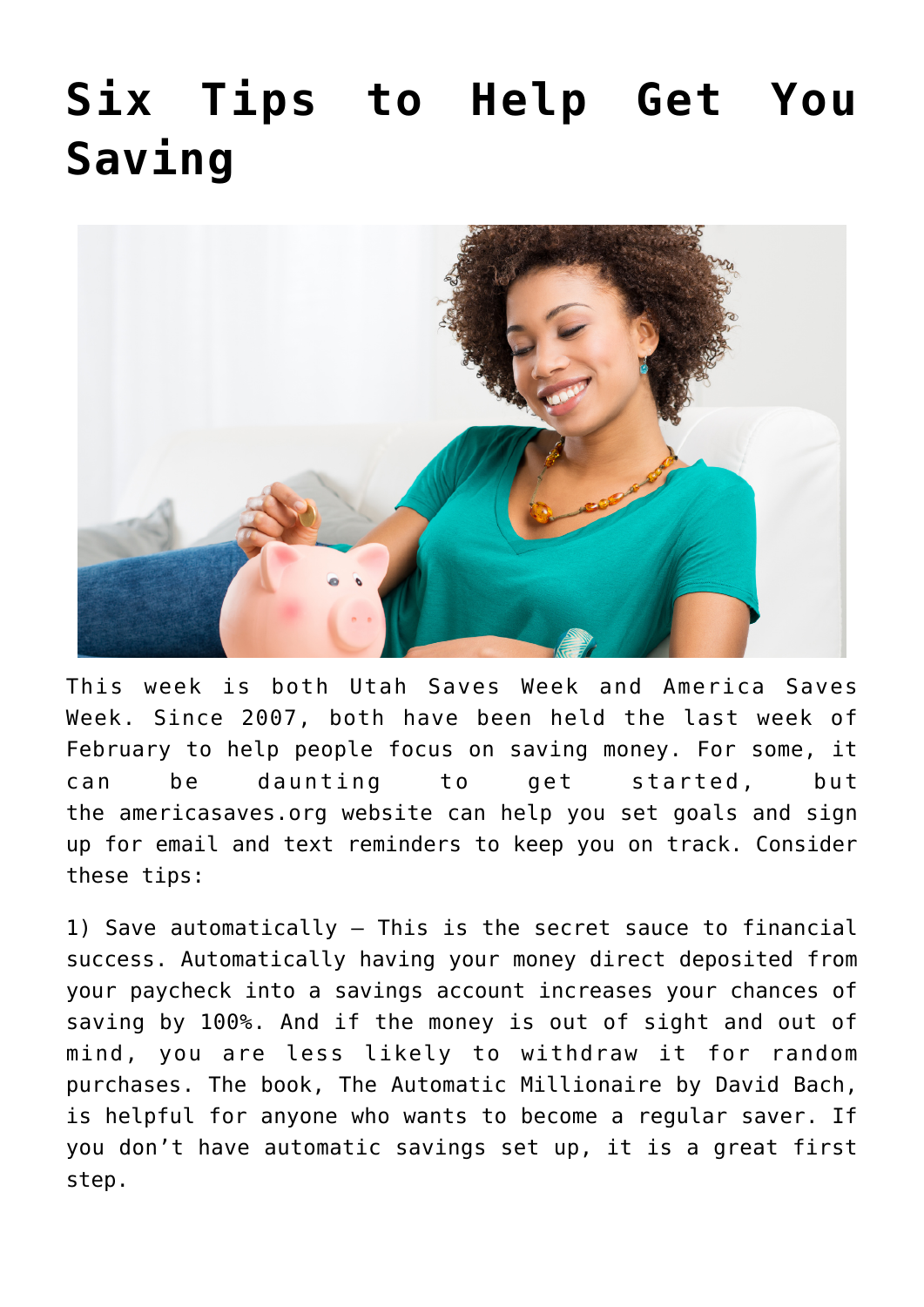# Six Tips to Help Get You Saving

This week is both Utah Saves Week and America Saves Week. Since 2007, both have been held the last week of February to help people focus on saving money. For some, it can be daunting to get started, but the americasaves.org website can help you set goals and sign up for email and text reminders to keep you on track. Consider these tips:

1) Save automatically – This is the secret sauce to financial success. Automatically having your money direct deposited from your paycheck into a savings account increases your chances of saving by 100%. And if the money is out of sight and out of mind, you are less likely to withdraw it for random purchases. The book, The Automatic Millionaire by David Bach, is helpful for anyone who wants to become a regular saver. If you don't have automatic savings set up, it is a great first step.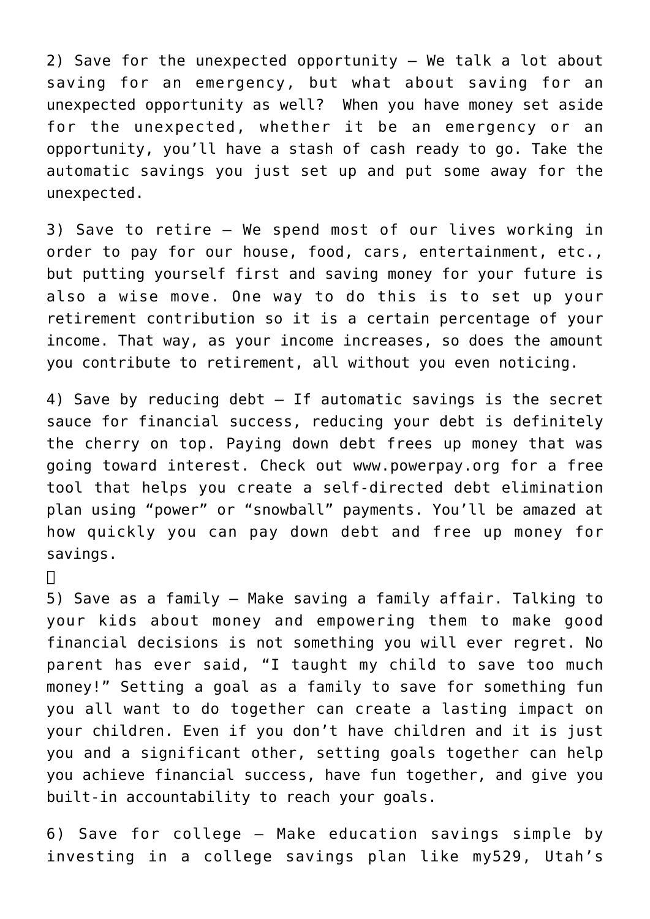2) Save for the unexpected opportunity – We talk a lot about saving for an emergency, but what about saving for an unexpected opportunity as well? When you have money set aside for the unexpected, whether it be an emergency or an opportunity, you'll have a stash of cash ready to go. Take the automatic savings you just set up and put some away for the unexpected.

3) Save to retire – We spend most of our lives working in order to pay for our house, food, cars, entertainment, etc., but putting yourself first and saving money for your future is also a wise move. One way to do this is to set up your retirement contribution so it is a certain percentage of your income. That way, as your income increases, so does the amount you contribute to retirement, all without you even noticing.

4) Save by reducing debt – If automatic savings is the secret sauce for financial success, reducing your debt is definitely the cherry on top. Paying down debt frees up money that was going toward interest. Check out www.powerpay.org for a free tool that helps you create a self-directed debt elimination plan using "power" or "snowball" payments. You'll be amazed at how quickly you can pay down debt and free up money for savings.

5) Save as a family – Make saving a family affair. Talking to your kids about money and empowering them to make good financial decisions is not something you will ever regret. No parent has ever said, "I taught my child to save too much money!" Setting a goal as a family to save for something fun you all want to do together can create a lasting impact on your children. Even if you don't have children and it is just you and a significant other, setting goals together can help you achieve financial success, have fun together, and give you built-in accountability to reach your goals.

6) Save for college – Make education savings simple by investing in a college savings plan like my529, Utah's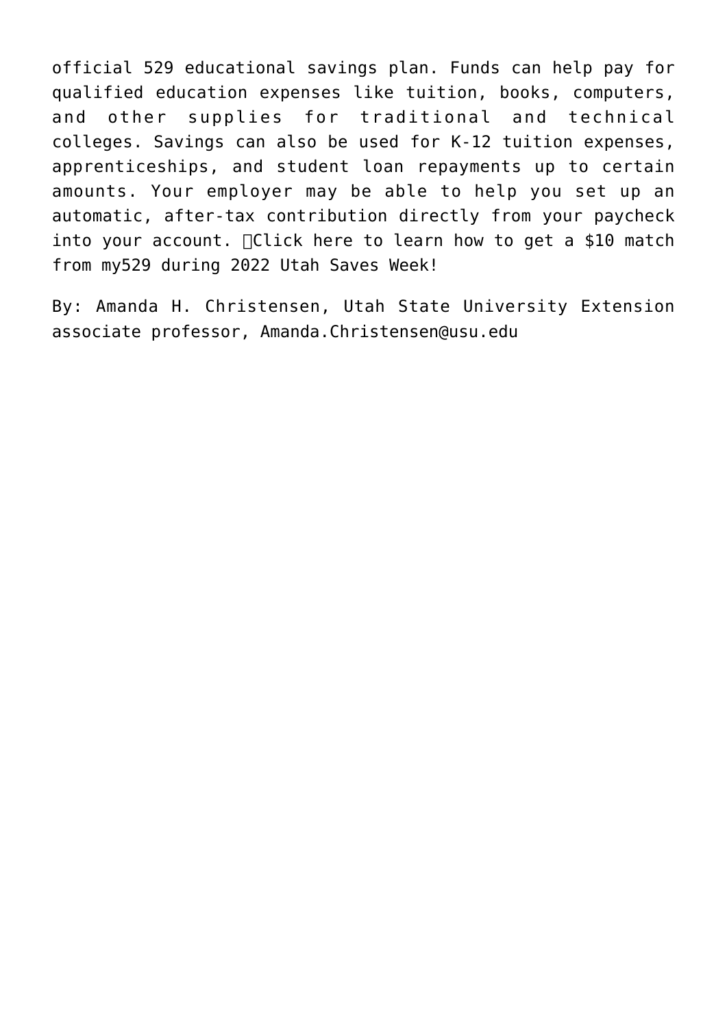official 529 educational savings plan. Funds can help pay for qualified education expenses like tuition, books, computers, and other supplies for traditional and technical colleges. Savings can also be used for K-12 tuition expenses, apprenticeships, and student loan repayments up to certain amounts. Your employer may be able to help you set up an automatic, after-tax contribution directly from your paycheck into your account. Click here to learn how to get a $10 match from my529 during 2022 Utah Saves Week!

By: Amanda H. Christensen, Utah State University Extension associate professor, Amanda.Christensen@usu.edu